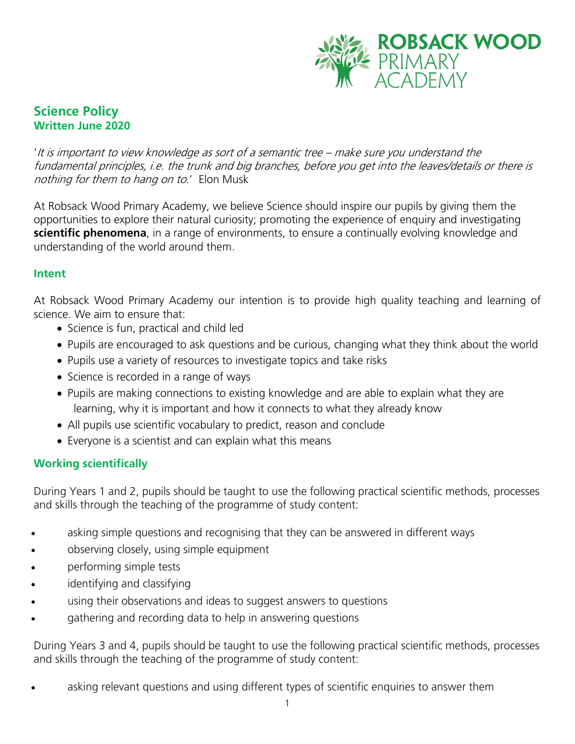**ROBSACK WOOD PRIMARY ACADEMY**

## Science Policy
### Written June 2020

'*It is important to view knowledge as sort of a semantic tree – make sure you understand the fundamental principles, i.e. the trunk and big branches, before you get into the leaves/details or there is nothing for them to hang on to*.' Elon Musk

At Robsack Wood Primary Academy, we believe Science should inspire our pupils by giving them the opportunities to explore their natural curiosity; promoting the experience of enquiry and investigating **scientific phenomena**, in a range of environments, to ensure a continually evolving knowledge and understanding of the world around them.

### Intent

At Robsack Wood Primary Academy our intention is to provide high quality teaching and learning of science. We aim to ensure that:

- Science is fun, practical and child led
- Pupils are encouraged to ask questions and be curious, changing what they think about the world
- Pupils use a variety of resources to investigate topics and take risks
- Science is recorded in a range of ways
- Pupils are making connections to existing knowledge and are able to explain what they are learning, why it is important and how it connects to what they already know
- All pupils use scientific vocabulary to predict, reason and conclude
- Everyone is a scientist and can explain what this means

### Working scientifically

During Years 1 and 2, pupils should be taught to use the following practical scientific methods, processes and skills through the teaching of the programme of study content:

- asking simple questions and recognising that they can be answered in different ways
- observing closely, using simple equipment
- performing simple tests
- identifying and classifying
- using their observations and ideas to suggest answers to questions
- gathering and recording data to help in answering questions

During Years 3 and 4, pupils should be taught to use the following practical scientific methods, processes and skills through the teaching of the programme of study content:

- asking relevant questions and using different types of scientific enquiries to answer them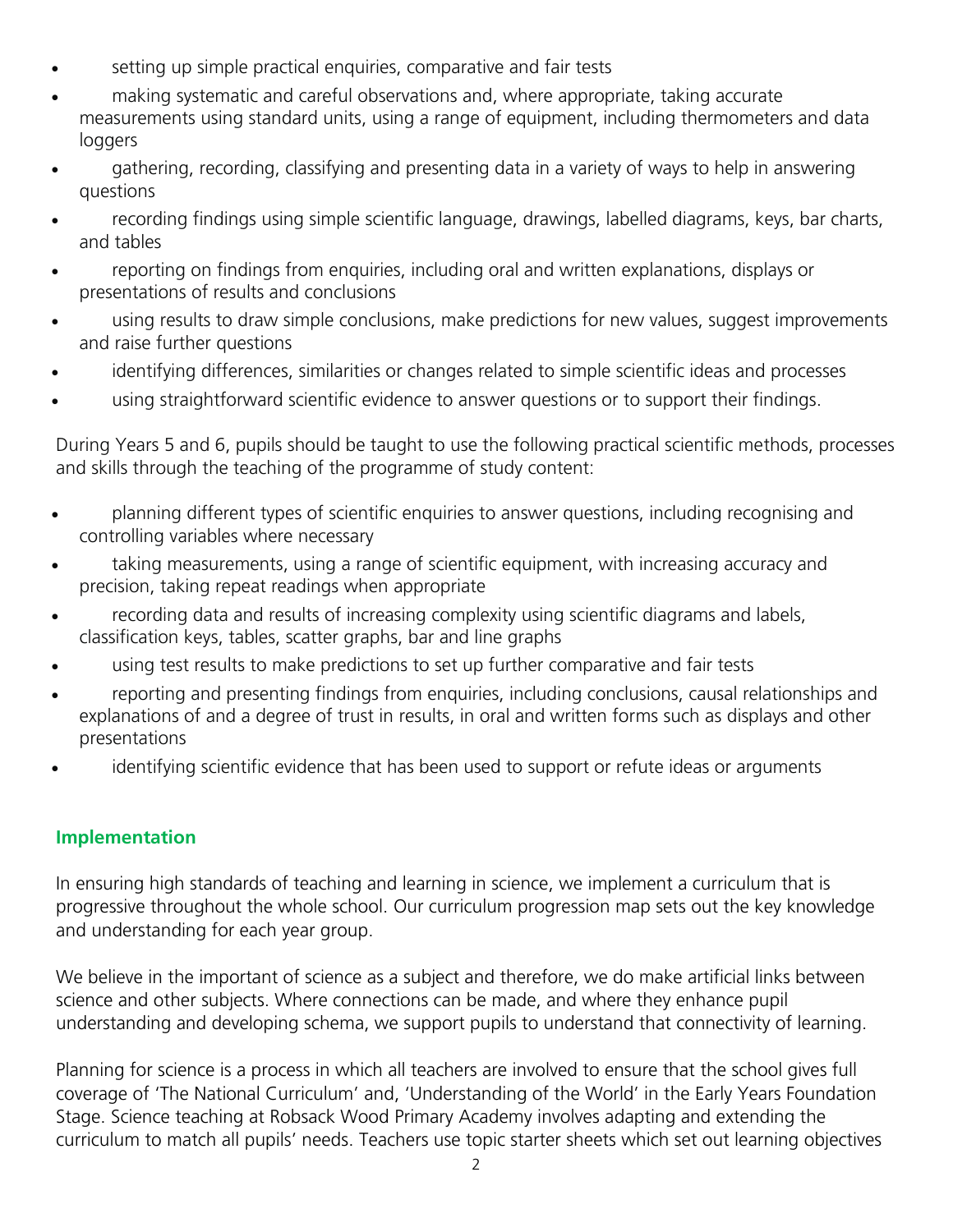- setting up simple practical enquiries, comparative and fair tests
- making systematic and careful observations and, where appropriate, taking accurate measurements using standard units, using a range of equipment, including thermometers and data loggers
- gathering, recording, classifying and presenting data in a variety of ways to help in answering questions
- recording findings using simple scientific language, drawings, labelled diagrams, keys, bar charts, and tables
- reporting on findings from enquiries, including oral and written explanations, displays or presentations of results and conclusions
- using results to draw simple conclusions, make predictions for new values, suggest improvements and raise further questions
- identifying differences, similarities or changes related to simple scientific ideas and processes
- using straightforward scientific evidence to answer questions or to support their findings.

During Years 5 and 6, pupils should be taught to use the following practical scientific methods, processes and skills through the teaching of the programme of study content:

- planning different types of scientific enquiries to answer questions, including recognising and controlling variables where necessary
- taking measurements, using a range of scientific equipment, with increasing accuracy and precision, taking repeat readings when appropriate
- recording data and results of increasing complexity using scientific diagrams and labels, classification keys, tables, scatter graphs, bar and line graphs
- using test results to make predictions to set up further comparative and fair tests
- reporting and presenting findings from enquiries, including conclusions, causal relationships and explanations of and a degree of trust in results, in oral and written forms such as displays and other presentations
- identifying scientific evidence that has been used to support or refute ideas or arguments

## Implementation

In ensuring high standards of teaching and learning in science, we implement a curriculum that is progressive throughout the whole school. Our curriculum progression map sets out the key knowledge and understanding for each year group.

We believe in the important of science as a subject and therefore, we do make artificial links between science and other subjects. Where connections can be made, and where they enhance pupil understanding and developing schema, we support pupils to understand that connectivity of learning.

Planning for science is a process in which all teachers are involved to ensure that the school gives full coverage of 'The National Curriculum' and, 'Understanding of the World' in the Early Years Foundation Stage. Science teaching at Robsack Wood Primary Academy involves adapting and extending the curriculum to match all pupils' needs. Teachers use topic starter sheets which set out learning objectives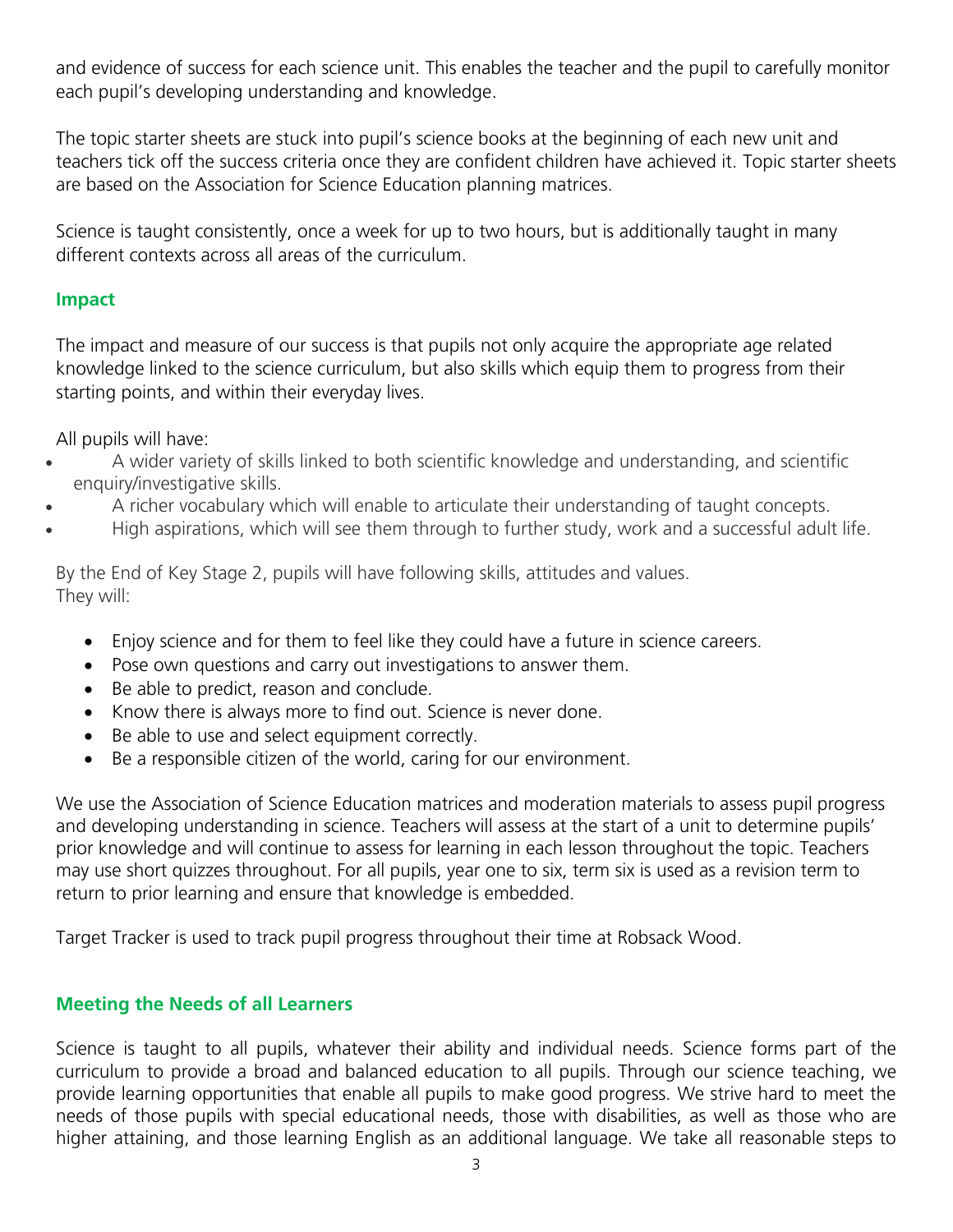and evidence of success for each science unit. This enables the teacher and the pupil to carefully monitor each pupil's developing understanding and knowledge.

The topic starter sheets are stuck into pupil's science books at the beginning of each new unit and teachers tick off the success criteria once they are confident children have achieved it. Topic starter sheets are based on the Association for Science Education planning matrices.

Science is taught consistently, once a week for up to two hours, but is additionally taught in many different contexts across all areas of the curriculum.

## Impact

The impact and measure of our success is that pupils not only acquire the appropriate age related knowledge linked to the science curriculum, but also skills which equip them to progress from their starting points, and within their everyday lives.

All pupils will have:

- A wider variety of skills linked to both scientific knowledge and understanding, and scientific enquiry/investigative skills.
- A richer vocabulary which will enable to articulate their understanding of taught concepts.
- High aspirations, which will see them through to further study, work and a successful adult life.

By the End of Key Stage 2, pupils will have following skills, attitudes and values. They will:

- Enjoy science and for them to feel like they could have a future in science careers.
- Pose own questions and carry out investigations to answer them.
- Be able to predict, reason and conclude.
- Know there is always more to find out. Science is never done.
- Be able to use and select equipment correctly.
- Be a responsible citizen of the world, caring for our environment.

We use the Association of Science Education matrices and moderation materials to assess pupil progress and developing understanding in science. Teachers will assess at the start of a unit to determine pupils' prior knowledge and will continue to assess for learning in each lesson throughout the topic. Teachers may use short quizzes throughout. For all pupils, year one to six, term six is used as a revision term to return to prior learning and ensure that knowledge is embedded.

Target Tracker is used to track pupil progress throughout their time at Robsack Wood.

## Meeting the Needs of all Learners

Science is taught to all pupils, whatever their ability and individual needs. Science forms part of the curriculum to provide a broad and balanced education to all pupils. Through our science teaching, we provide learning opportunities that enable all pupils to make good progress. We strive hard to meet the needs of those pupils with special educational needs, those with disabilities, as well as those who are higher attaining, and those learning English as an additional language. We take all reasonable steps to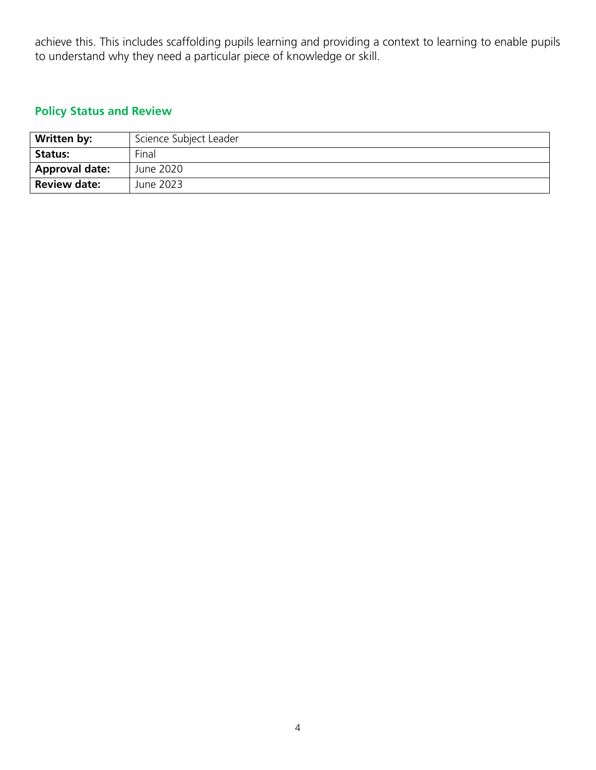achieve this. This includes scaffolding pupils learning and providing a context to learning to enable pupils to understand why they need a particular piece of knowledge or skill.

## Policy Status and Review

| | |
|---|---|
| **Written by:** | Science Subject Leader |
| **Status:** | Final |
| **Approval date:** | June 2020 |
| **Review date:** | June 2023 |